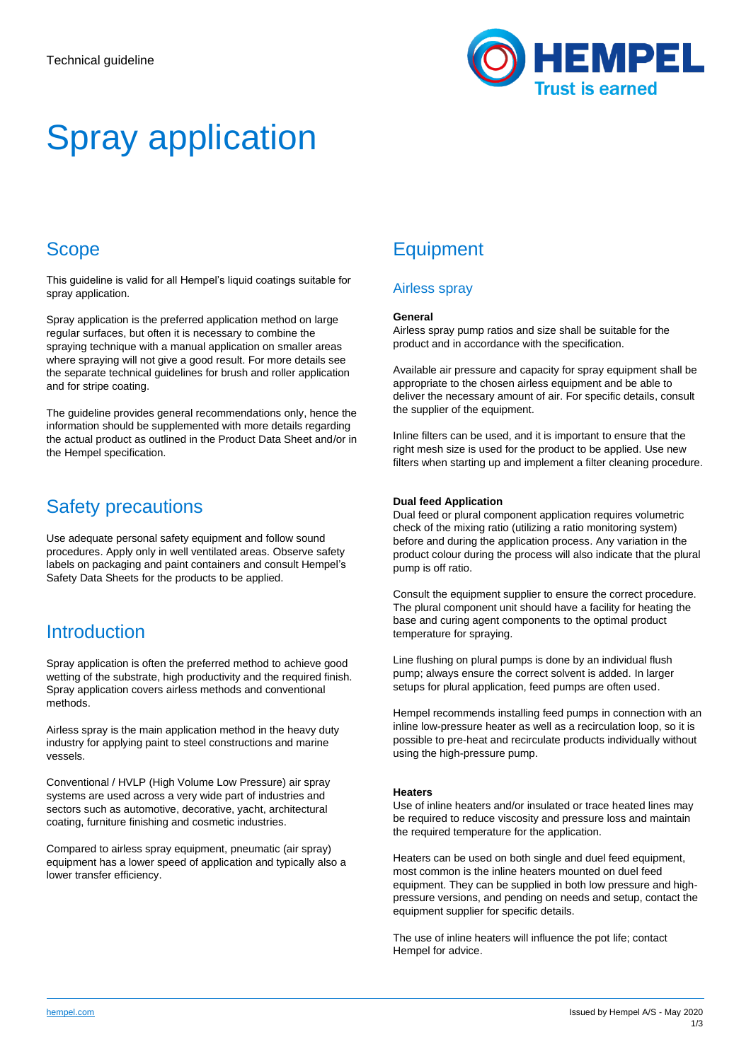Technical guideline

# Spray application

## Scope

This guideline is valid for all Hempel's liquid coatings suitable for spray application.

Spray application is the preferred application method on large regular surfaces, but often it is necessary to combine the spraying technique with a manual application on smaller areas where spraying will not give a good result. For more details see the separate technical guidelines for brush and roller application and for stripe coating.

The guideline provides general recommendations only, hence the information should be supplemented with more details regarding the actual product as outlined in the Product Data Sheet and/or in the Hempel specification.

## Safety precautions

Use adequate personal safety equipment and follow sound procedures. Apply only in well ventilated areas. Observe safety labels on packaging and paint containers and consult Hempel's Safety Data Sheets for the products to be applied.

## Introduction

Spray application is often the preferred method to achieve good wetting of the substrate, high productivity and the required finish. Spray application covers airless methods and conventional methods.

Airless spray is the main application method in the heavy duty industry for applying paint to steel constructions and marine vessels.

Conventional / HVLP (High Volume Low Pressure) air spray systems are used across a very wide part of industries and sectors such as automotive, decorative, yacht, architectural coating, furniture finishing and cosmetic industries.

Compared to airless spray equipment, pneumatic (air spray) equipment has a lower speed of application and typically also a lower transfer efficiency.

## Equipment

### Airless spray

**General**

Airless spray pump ratios and size shall be suitable for the product and in accordance with the specification.

Available air pressure and capacity for spray equipment shall be appropriate to the chosen airless equipment and be able to deliver the necessary amount of air. For specific details, consult the supplier of the equipment.

Inline filters can be used, and it is important to ensure that the right mesh size is used for the product to be applied. Use new filters when starting up and implement a filter cleaning procedure.

**Dual feed Application**

Dual feed or plural component application requires volumetric check of the mixing ratio (utilizing a ratio monitoring system) before and during the application process. Any variation in the product colour during the process will also indicate that the plural pump is off ratio.

Consult the equipment supplier to ensure the correct procedure. The plural component unit should have a facility for heating the base and curing agent components to the optimal product temperature for spraying.

Line flushing on plural pumps is done by an individual flush pump; always ensure the correct solvent is added. In larger setups for plural application, feed pumps are often used.

Hempel recommends installing feed pumps in connection with an inline low-pressure heater as well as a recirculation loop, so it is possible to pre-heat and recirculate products individually without using the high-pressure pump.

**Heaters**

Use of inline heaters and/or insulated or trace heated lines may be required to reduce viscosity and pressure loss and maintain the required temperature for the application.

Heaters can be used on both single and duel feed equipment, most common is the inline heaters mounted on duel feed equipment. They can be supplied in both low pressure and high-pressure versions, and pending on needs and setup, contact the equipment supplier for specific details.

The use of inline heaters will influence the pot life; contact Hempel for advice.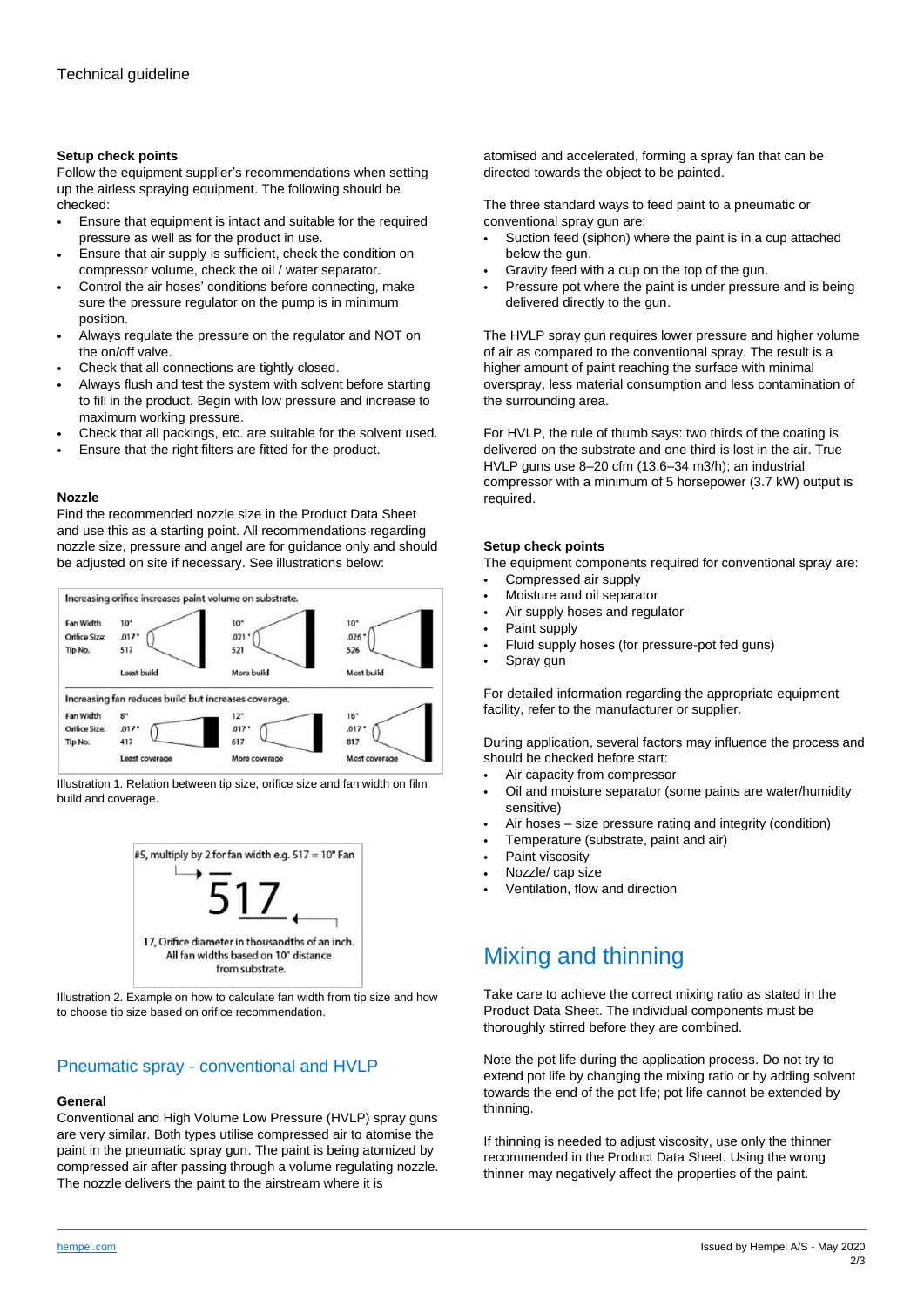Technical guideline

### Setup check points

Follow the equipment supplier's recommendations when setting up the airless spraying equipment. The following should be checked:

- Ensure that equipment is intact and suitable for the required pressure as well as for the product in use.
- Ensure that air supply is sufficient, check the condition on compressor volume, check the oil / water separator.
- Control the air hoses' conditions before connecting, make sure the pressure regulator on the pump is in minimum position.
- Always regulate the pressure on the regulator and NOT on the on/off valve.
- Check that all connections are tightly closed.
- Always flush and test the system with solvent before starting to fill in the product. Begin with low pressure and increase to maximum working pressure.
- Check that all packings, etc. are suitable for the solvent used.
- Ensure that the right filters are fitted for the product.

### Nozzle

Find the recommended nozzle size in the Product Data Sheet and use this as a starting point. All recommendations regarding nozzle size, pressure and angel are for guidance only and should be adjusted on site if necessary. See illustrations below:

Increasing orifice increases paint volume on substrate.

| | Least build | More build | Most build |
|---|---|---|---|
| Fan Width | 10" | 10" | 10" |
| Orifice Size | .017" | .021" | .026" |
| Tip No. | 517 | 521 | 526 |

Increasing fan reduces build but increases coverage.

| | Least coverage | More coverage | Most coverage |
|---|---|---|---|
| Fan Width | 8" | 12" | 16" |
| Orifice Size | .017" | .017" | .017" |
| Tip No. | 417 | 617 | 817 |

Illustration 1. Relation between tip size, orifice size and fan width on film build and coverage.

#5, multiply by 2 for fan width e.g. 517 = 10" Fan

517

17, Orifice diameter in thousandths of an inch. All fan widths based on 10" distance from substrate.

Illustration 2. Example on how to calculate fan width from tip size and how to choose tip size based on orifice recommendation.

## Pneumatic spray - conventional and HVLP

### General

Conventional and High Volume Low Pressure (HVLP) spray guns are very similar. Both types utilise compressed air to atomise the paint in the pneumatic spray gun. The paint is being atomized by compressed air after passing through a volume regulating nozzle. The nozzle delivers the paint to the airstream where it is atomised and accelerated, forming a spray fan that can be directed towards the object to be painted.

The three standard ways to feed paint to a pneumatic or conventional spray gun are:

- Suction feed (siphon) where the paint is in a cup attached below the gun.
- Gravity feed with a cup on the top of the gun.
- Pressure pot where the paint is under pressure and is being delivered directly to the gun.

The HVLP spray gun requires lower pressure and higher volume of air as compared to the conventional spray. The result is a higher amount of paint reaching the surface with minimal overspray, less material consumption and less contamination of the surrounding area.

For HVLP, the rule of thumb says: two thirds of the coating is delivered on the substrate and one third is lost in the air. True HVLP guns use 8–20 cfm (13.6–34 m3/h); an industrial compressor with a minimum of 5 horsepower (3.7 kW) output is required.

### Setup check points

The equipment components required for conventional spray are:

- Compressed air supply
- Moisture and oil separator
- Air supply hoses and regulator
- Paint supply
- Fluid supply hoses (for pressure-pot fed guns)
- Spray gun

For detailed information regarding the appropriate equipment facility, refer to the manufacturer or supplier.

During application, several factors may influence the process and should be checked before start:

- Air capacity from compressor
- Oil and moisture separator (some paints are water/humidity sensitive)
- Air hoses – size pressure rating and integrity (condition)
- Temperature (substrate, paint and air)
- Paint viscosity
- Nozzle/ cap size
- Ventilation, flow and direction

## Mixing and thinning

Take care to achieve the correct mixing ratio as stated in the Product Data Sheet. The individual components must be thoroughly stirred before they are combined.

Note the pot life during the application process. Do not try to extend pot life by changing the mixing ratio or by adding solvent towards the end of the pot life; pot life cannot be extended by thinning.

If thinning is needed to adjust viscosity, use only the thinner recommended in the Product Data Sheet. Using the wrong thinner may negatively affect the properties of the paint.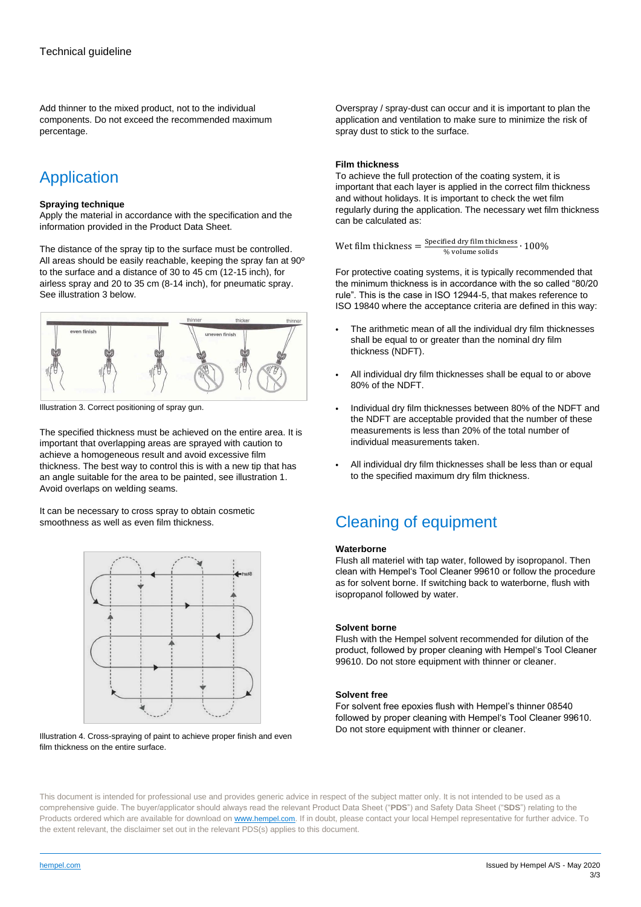Add thinner to the mixed product, not to the individual components. Do not exceed the recommended maximum percentage.

# Application

### Spraying technique

Apply the material in accordance with the specification and the information provided in the Product Data Sheet.

The distance of the spray tip to the surface must be controlled. All areas should be easily reachable, keeping the spray fan at 90º to the surface and a distance of 30 to 45 cm (12-15 inch), for airless spray and 20 to 35 cm (8-14 inch), for pneumatic spray. See illustration 3 below.

even finish
thinner
thicker
thinner
uneven finish

Illustration 3. Correct positioning of spray gun.

The specified thickness must be achieved on the entire area. It is important that overlapping areas are sprayed with caution to achieve a homogeneous result and avoid excessive film thickness. The best way to control this is with a new tip that has an angle suitable for the area to be painted, see illustration 1. Avoid overlaps on welding seams.

It can be necessary to cross spray to obtain cosmetic smoothness as well as even film thickness.

Illustration 4. Cross-spraying of paint to achieve proper finish and even film thickness on the entire surface.

Overspray / spray-dust can occur and it is important to plan the application and ventilation to make sure to minimize the risk of spray dust to stick to the surface.

### Film thickness

To achieve the full protection of the coating system, it is important that each layer is applied in the correct film thickness and without holidays. It is important to check the wet film regularly during the application. The necessary wet film thickness can be calculated as:

$$\text{Wet film thickness} = \frac{\text{Specified dry film thickness}}{\%\text{ volume solids}} \cdot 100\%$$

For protective coating systems, it is typically recommended that the minimum thickness is in accordance with the so called "80/20 rule". This is the case in ISO 12944-5, that makes reference to ISO 19840 where the acceptance criteria are defined in this way:

- The arithmetic mean of all the individual dry film thicknesses shall be equal to or greater than the nominal dry film thickness (NDFT).
- All individual dry film thicknesses shall be equal to or above 80% of the NDFT.
- Individual dry film thicknesses between 80% of the NDFT and the NDFT are acceptable provided that the number of these measurements is less than 20% of the total number of individual measurements taken.
- All individual dry film thicknesses shall be less than or equal to the specified maximum dry film thickness.

# Cleaning of equipment

### Waterborne

Flush all materiel with tap water, followed by isopropanol. Then clean with Hempel's Tool Cleaner 99610 or follow the procedure as for solvent borne. If switching back to waterborne, flush with isopropanol followed by water.

### Solvent borne

Flush with the Hempel solvent recommended for dilution of the product, followed by proper cleaning with Hempel's Tool Cleaner 99610. Do not store equipment with thinner or cleaner.

### Solvent free

For solvent free epoxies flush with Hempel's thinner 08540 followed by proper cleaning with Hempel's Tool Cleaner 99610. Do not store equipment with thinner or cleaner.

This document is intended for professional use and provides generic advice in respect of the subject matter only. It is not intended to be used as a comprehensive guide. The buyer/applicator should always read the relevant Product Data Sheet ("**PDS**") and Safety Data Sheet ("**SDS**") relating to the Products ordered which are available for download on www.hempel.com. If in doubt, please contact your local Hempel representative for further advice. To the extent relevant, the disclaimer set out in the relevant PDS(s) applies to this document.

hempel.com

Issued by Hempel A/S - May 2020